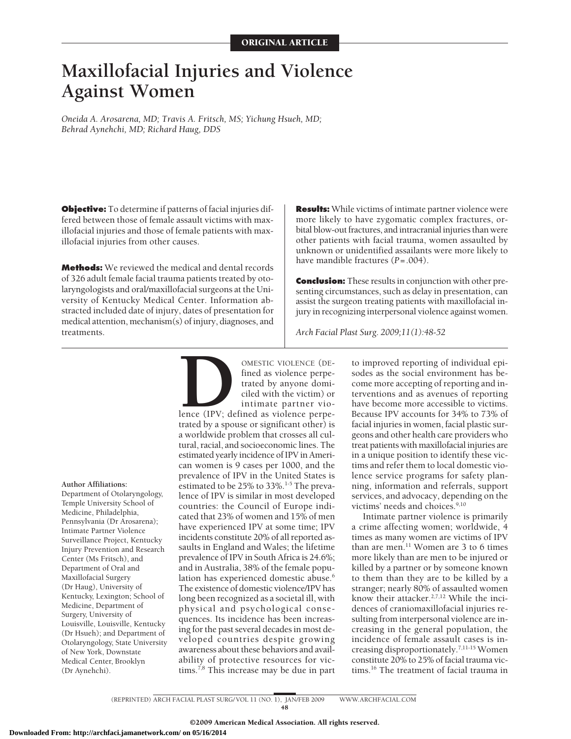ORIGINAL ARTICLE

# Maxillofacial Injuries and Violence Against Women

*Oneida A. Arosarena, MD; Travis A. Fritsch, MS; Yichung Hsueh, MD; Behrad Aynehchi, MD; Richard Haug, DDS*

**Objective:** To determine if patterns of facial injuries differed between those of female assault victims with maxillofacial injuries and those of female patients with maxillofacial injuries from other causes.

**Methods:** We reviewed the medical and dental records of 326 adult female facial trauma patients treated by otolaryngologists and oral/maxillofacial surgeons at the University of Kentucky Medical Center. Information abstracted included date of injury, dates of presentation for medical attention, mechanism(s) of injury, diagnoses, and treatments.

**Results:** While victims of intimate partner violence were more likely to have zygomatic complex fractures, orbital blow-out fractures, and intracranial injuries than were other patients with facial trauma, women assaulted by unknown or unidentified assailants were more likely to have mandible fractures ($P = .004$).

**Conclusion:** These results in conjunction with other presenting circumstances, such as delay in presentation, can assist the surgeon treating patients with maxillofacial injury in recognizing interpersonal violence against women.

*Arch Facial Plast Surg. 2009;11(1):48-52*

**Author Affiliations:** Department of Otolaryngology, Temple University School of Medicine, Philadelphia, Pennsylvania (Dr Arosarena); Intimate Partner Violence Surveillance Project, Kentucky Injury Prevention and Research Center (Ms Fritsch), and Department of Oral and Maxillofacial Surgery (Dr Haug), University of Kentucky, Lexington; School of Medicine, Department of Surgery, University of Louisville, Louisville, Kentucky (Dr Hsueh); and Department of Otolaryngology, State University of New York, Downstate Medical Center, Brooklyn (Dr Aynehchi).

DOMESTIC VIOLENCE (DEfined as violence perpetrated by anyone domiciled with the victim) or intimate partner violence (IPV; defined as violence perpetrated by a spouse or significant other) is a worldwide problem that crosses all cultural, racial, and socioeconomic lines. The estimated yearly incidence of IPV in American women is 9 cases per 1000, and the prevalence of IPV in the United States is estimated to be 25% to 33%.[1-5] The prevalence of IPV is similar in most developed countries: the Council of Europe indicated that 23% of women and 15% of men have experienced IPV at some time; IPV incidents constitute 20% of all reported assaults in England and Wales; the lifetime prevalence of IPV in South Africa is 24.6%; and in Australia, 38% of the female population has experienced domestic abuse.[6] The existence of domestic violence/IPV has long been recognized as a societal ill, with physical and psychological consequences. Its incidence has been increasing for the past several decades in most developed countries despite growing awareness about these behaviors and availability of protective resources for victims.[7,8] This increase may be due in part to improved reporting of individual episodes as the social environment has become more accepting of reporting and interventions and as avenues of reporting have become more accessible to victims. Because IPV accounts for 34% to 73% of facial injuries in women, facial plastic surgeons and other health care providers who treat patients with maxillofacial injuries are in a unique position to identify these victims and refer them to local domestic violence service programs for safety planning, information and referrals, support services, and advocacy, depending on the victims' needs and choices.[9,10]

Intimate partner violence is primarily a crime affecting women; worldwide, 4 times as many women are victims of IPV than are men.[11] Women are 3 to 6 times more likely than are men to be injured or killed by a partner or by someone known to them than they are to be killed by a stranger; nearly 80% of assaulted women know their attacker.[2,7,12] While the incidences of craniomaxillofacial injuries resulting from interpersonal violence are increasing in the general population, the incidence of female assault cases is increasing disproportionately.[7,11-15] Women constitute 20% to 25% of facial trauma victims.[16] The treatment of facial trauma in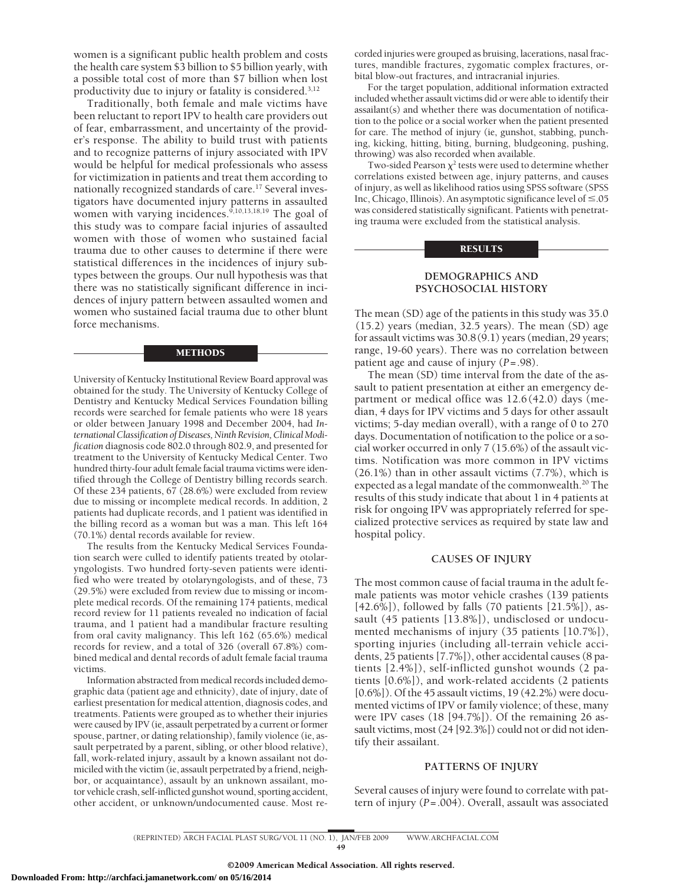women is a significant public health problem and costs the health care system $3 billion to $5 billion yearly, with a possible total cost of more than $7 billion when lost productivity due to injury or fatality is considered.[3,12]

Traditionally, both female and male victims have been reluctant to report IPV to health care providers out of fear, embarrassment, and uncertainty of the provider's response. The ability to build trust with patients and to recognize patterns of injury associated with IPV would be helpful for medical professionals who assess for victimization in patients and treat them according to nationally recognized standards of care.[17] Several investigators have documented injury patterns in assaulted women with varying incidences.[9,10,13,18,19] The goal of this study was to compare facial injuries of assaulted women with those of women who sustained facial trauma due to other causes to determine if there were statistical differences in the incidences of injury subtypes between the groups. Our null hypothesis was that there was no statistically significant difference in incidences of injury pattern between assaulted women and women who sustained facial trauma due to other blunt force mechanisms.

## METHODS

University of Kentucky Institutional Review Board approval was obtained for the study. The University of Kentucky College of Dentistry and Kentucky Medical Services Foundation billing records were searched for female patients who were 18 years or older between January 1998 and December 2004, had *International Classification of Diseases, Ninth Revision, Clinical Modification* diagnosis code 802.0 through 802.9, and presented for treatment to the University of Kentucky Medical Center. Two hundred thirty-four adult female facial trauma victims were identified through the College of Dentistry billing records search. Of these 234 patients, 67 (28.6%) were excluded from review due to missing or incomplete medical records. In addition, 2 patients had duplicate records, and 1 patient was identified in the billing record as a woman but was a man. This left 164 (70.1%) dental records available for review.

The results from the Kentucky Medical Services Foundation search were culled to identify patients treated by otolaryngologists. Two hundred forty-seven patients were identified who were treated by otolaryngologists, and of these, 73 (29.5%) were excluded from review due to missing or incomplete medical records. Of the remaining 174 patients, medical record review for 11 patients revealed no indication of facial trauma, and 1 patient had a mandibular fracture resulting from oral cavity malignancy. This left 162 (65.6%) medical records for review, and a total of 326 (overall 67.8%) combined medical and dental records of adult female facial trauma victims.

Information abstracted from medical records included demographic data (patient age and ethnicity), date of injury, date of earliest presentation for medical attention, diagnosis codes, and treatments. Patients were grouped as to whether their injuries were caused by IPV (ie, assault perpetrated by a current or former spouse, partner, or dating relationship), family violence (ie, assault perpetrated by a parent, sibling, or other blood relative), fall, work-related injury, assault by a known assailant not domiciled with the victim (ie, assault perpetrated by a friend, neighbor, or acquaintance), assault by an unknown assailant, motor vehicle crash, self-inflicted gunshot wound, sporting accident, other accident, or unknown/undocumented cause. Most recorded injuries were grouped as bruising, lacerations, nasal fractures, mandible fractures, zygomatic complex fractures, orbital blow-out fractures, and intracranial injuries.

For the target population, additional information extracted included whether assault victims did or were able to identify their assailant(s) and whether there was documentation of notification to the police or a social worker when the patient presented for care. The method of injury (ie, gunshot, stabbing, punching, kicking, hitting, biting, burning, bludgeoning, pushing, throwing) was also recorded when available.

Two-sided Pearson $\chi^2$ tests were used to determine whether correlations existed between age, injury patterns, and causes of injury, as well as likelihood ratios using SPSS software (SPSS Inc, Chicago, Illinois). An asymptotic significance level of $\leq .05$ was considered statistically significant. Patients with penetrating trauma were excluded from the statistical analysis.

## RESULTS

### DEMOGRAPHICS AND PSYCHOSOCIAL HISTORY

The mean (SD) age of the patients in this study was 35.0 (15.2) years (median, 32.5 years). The mean (SD) age for assault victims was 30.8 (9.1) years (median, 29 years; range, 19-60 years). There was no correlation between patient age and cause of injury ($P = .98$).

The mean (SD) time interval from the date of the assault to patient presentation at either an emergency department or medical office was 12.6 (42.0) days (median, 4 days for IPV victims and 5 days for other assault victims; 5-day median overall), with a range of 0 to 270 days. Documentation of notification to the police or a social worker occurred in only 7 (15.6%) of the assault victims. Notification was more common in IPV victims (26.1%) than in other assault victims (7.7%), which is expected as a legal mandate of the commonwealth.[20] The results of this study indicate that about 1 in 4 patients at risk for ongoing IPV was appropriately referred for specialized protective services as required by state law and hospital policy.

### CAUSES OF INJURY

The most common cause of facial trauma in the adult female patients was motor vehicle crashes (139 patients [42.6%]), followed by falls (70 patients [21.5%]), assault (45 patients [13.8%]), undisclosed or undocumented mechanisms of injury (35 patients [10.7%]), sporting injuries (including all-terrain vehicle accidents, 25 patients [7.7%]), other accidental causes (8 patients [2.4%]), self-inflicted gunshot wounds (2 patients [0.6%]), and work-related accidents (2 patients [0.6%]). Of the 45 assault victims, 19 (42.2%) were documented victims of IPV or family violence; of these, many were IPV cases (18 [94.7%]). Of the remaining 26 assault victims, most (24 [92.3%]) could not or did not identify their assailant.

### PATTERNS OF INJURY

Several causes of injury were found to correlate with pattern of injury ($P = .004$). Overall, assault was associated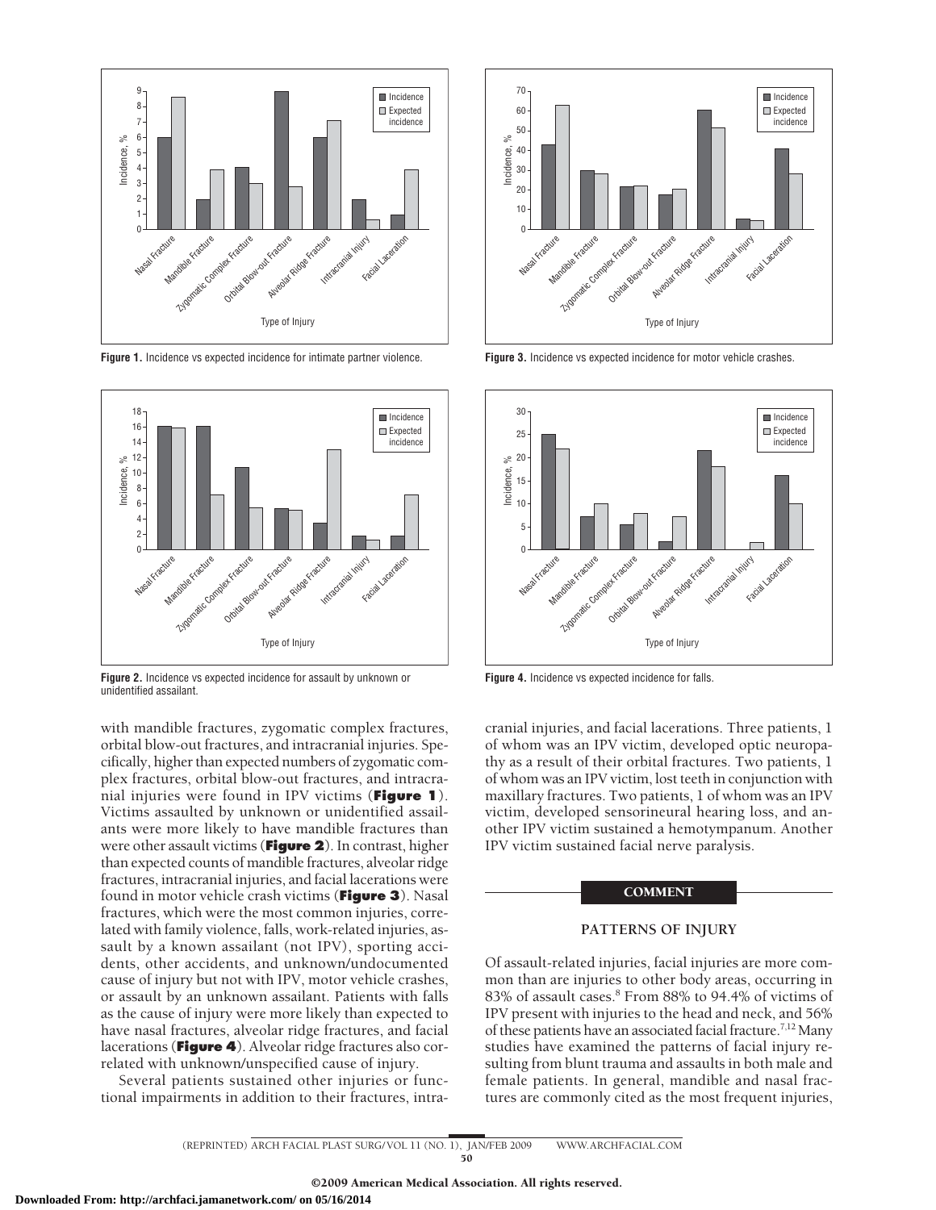Figure 1. Incidence vs expected incidence for intimate partner violence.

Figure 2. Incidence vs expected incidence for assault by unknown or unidentified assailant.

Figure 3. Incidence vs expected incidence for motor vehicle crashes.

Figure 4. Incidence vs expected incidence for falls.

with mandible fractures, zygomatic complex fractures, orbital blow-out fractures, and intracranial injuries. Specifically, higher than expected numbers of zygomatic complex fractures, orbital blow-out fractures, and intracranial injuries were found in IPV victims (**Figure 1**). Victims assaulted by unknown or unidentified assailants were more likely to have mandible fractures than were other assault victims (**Figure 2**). In contrast, higher than expected counts of mandible fractures, alveolar ridge fractures, intracranial injuries, and facial lacerations were found in motor vehicle crash victims (**Figure 3**). Nasal fractures, which were the most common injuries, correlated with family violence, falls, work-related injuries, assault by a known assailant (not IPV), sporting accidents, other accidents, and unknown/undocumented cause of injury but not with IPV, motor vehicle crashes, or assault by an unknown assailant. Patients with falls as the cause of injury were more likely than expected to have nasal fractures, alveolar ridge fractures, and facial lacerations (**Figure 4**). Alveolar ridge fractures also correlated with unknown/unspecified cause of injury.

Several patients sustained other injuries or functional impairments in addition to their fractures, intracranial injuries, and facial lacerations. Three patients, 1 of whom was an IPV victim, developed optic neuropathy as a result of their orbital fractures. Two patients, 1 of whom was an IPV victim, lost teeth in conjunction with maxillary fractures. Two patients, 1 of whom was an IPV victim, developed sensorineural hearing loss, and another IPV victim sustained a hemotympanum. Another IPV victim sustained facial nerve paralysis.

## COMMENT

### PATTERNS OF INJURY

Of assault-related injuries, facial injuries are more common than are injuries to other body areas, occurring in 83% of assault cases.[8] From 88% to 94.4% of victims of IPV present with injuries to the head and neck, and 56% of these patients have an associated facial fracture.[7,12] Many studies have examined the patterns of facial injury resulting from blunt trauma and assaults in both male and female patients. In general, mandible and nasal fractures are commonly cited as the most frequent injuries,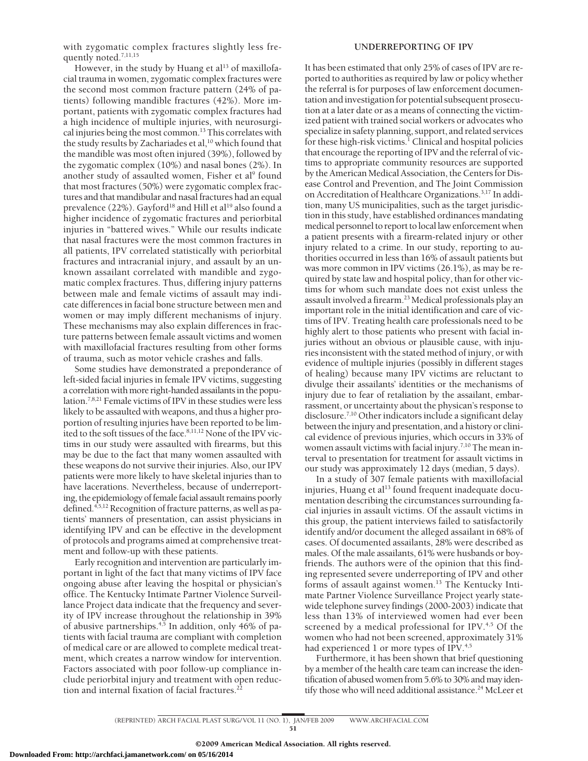with zygomatic complex fractures slightly less frequently noted.[7,11,15]

However, in the study by Huang et al[13] of maxillofacial trauma in women, zygomatic complex fractures were the second most common fracture pattern (24% of patients) following mandible fractures (42%). More important, patients with zygomatic complex fractures had a high incidence of multiple injuries, with neurosurgical injuries being the most common.[13] This correlates with the study results by Zachariades et al,[10] which found that the mandible was most often injured (39%), followed by the zygomatic complex (10%) and nasal bones (2%). In another study of assaulted women, Fisher et al[9] found that most fractures (50%) were zygomatic complex fractures and that mandibular and nasal fractures had an equal prevalence (22%). Gayford[18] and Hill et al[19] also found a higher incidence of zygomatic fractures and periorbital injuries in "battered wives." While our results indicate that nasal fractures were the most common fractures in all patients, IPV correlated statistically with periorbital fractures and intracranial injury, and assault by an unknown assailant correlated with mandible and zygomatic complex fractures. Thus, differing injury patterns between male and female victims of assault may indicate differences in facial bone structure between men and women or may imply different mechanisms of injury. These mechanisms may also explain differences in fracture patterns between female assault victims and women with maxillofacial fractures resulting from other forms of trauma, such as motor vehicle crashes and falls.

Some studies have demonstrated a preponderance of left-sided facial injuries in female IPV victims, suggesting a correlation with more right-handed assailants in the population.[7,8,21] Female victims of IPV in these studies were less likely to be assaulted with weapons, and thus a higher proportion of resulting injuries have been reported to be limited to the soft tissues of the face.[8,11,12] None of the IPV victims in our study were assaulted with firearms, but this may be due to the fact that many women assaulted with these weapons do not survive their injuries. Also, our IPV patients were more likely to have skeletal injuries than to have lacerations. Nevertheless, because of underreporting, the epidemiology of female facial assault remains poorly defined.[4,5,12] Recognition of fracture patterns, as well as patients' manners of presentation, can assist physicians in identifying IPV and can be effective in the development of protocols and programs aimed at comprehensive treatment and follow-up with these patients.

Early recognition and intervention are particularly important in light of the fact that many victims of IPV face ongoing abuse after leaving the hospital or physician's office. The Kentucky Intimate Partner Violence Surveillance Project data indicate that the frequency and severity of IPV increase throughout the relationship in 39% of abusive partnerships.[4,5] In addition, only 46% of patients with facial trauma are compliant with completion of medical care or are allowed to complete medical treatment, which creates a narrow window for intervention. Factors associated with poor follow-up compliance include periorbital injury and treatment with open reduction and internal fixation of facial fractures.[22]

## UNDERREPORTING OF IPV

It has been estimated that only 25% of cases of IPV are reported to authorities as required by law or policy whether the referral is for purposes of law enforcement documentation and investigation for potential subsequent prosecution at a later date or as a means of connecting the victimized patient with trained social workers or advocates who specialize in safety planning, support, and related services for these high-risk victims.[1] Clinical and hospital policies that encourage the reporting of IPV and the referral of victims to appropriate community resources are supported by the American Medical Association, the Centers for Disease Control and Prevention, and The Joint Commission on Accreditation of Healthcare Organizations.[3,17] In addition, many US municipalities, such as the target jurisdiction in this study, have established ordinances mandating medical personnel to report to local law enforcement when a patient presents with a firearm-related injury or other injury related to a crime. In our study, reporting to authorities occurred in less than 16% of assault patients but was more common in IPV victims (26.1%), as may be required by state law and hospital policy, than for other victims for whom such mandate does not exist unless the assault involved a firearm.[23] Medical professionals play an important role in the initial identification and care of victims of IPV. Treating health care professionals need to be highly alert to those patients who present with facial injuries without an obvious or plausible cause, with injuries inconsistent with the stated method of injury, or with evidence of multiple injuries (possibly in different stages of healing) because many IPV victims are reluctant to divulge their assailants' identities or the mechanisms of injury due to fear of retaliation by the assailant, embarrassment, or uncertainty about the physican's response to disclosure.[7,10] Other indicators include a significant delay between the injury and presentation, and a history or clinical evidence of previous injuries, which occurs in 33% of women assault victims with facial injury.[7,10] The mean interval to presentation for treatment for assault victims in our study was approximately 12 days (median, 5 days).

In a study of 307 female patients with maxillofacial injuries, Huang et al[13] found frequent inadequate documentation describing the circumstances surrounding facial injuries in assault victims. Of the assault victims in this group, the patient interviews failed to satisfactorily identify and/or document the alleged assailant in 68% of cases. Of documented assailants, 28% were described as males. Of the male assailants, 61% were husbands or boyfriends. The authors were of the opinion that this finding represented severe underreporting of IPV and other forms of assault against women.[13] The Kentucky Intimate Partner Violence Surveillance Project yearly statewide telephone survey findings (2000-2003) indicate that less than 13% of interviewed women had ever been screened by a medical professional for IPV.[4,5] Of the women who had not been screened, approximately 31% had experienced 1 or more types of IPV.[4,5]

Furthermore, it has been shown that brief questioning by a member of the health care team can increase the identification of abused women from 5.6% to 30% and may identify those who will need additional assistance.[24] McLeer et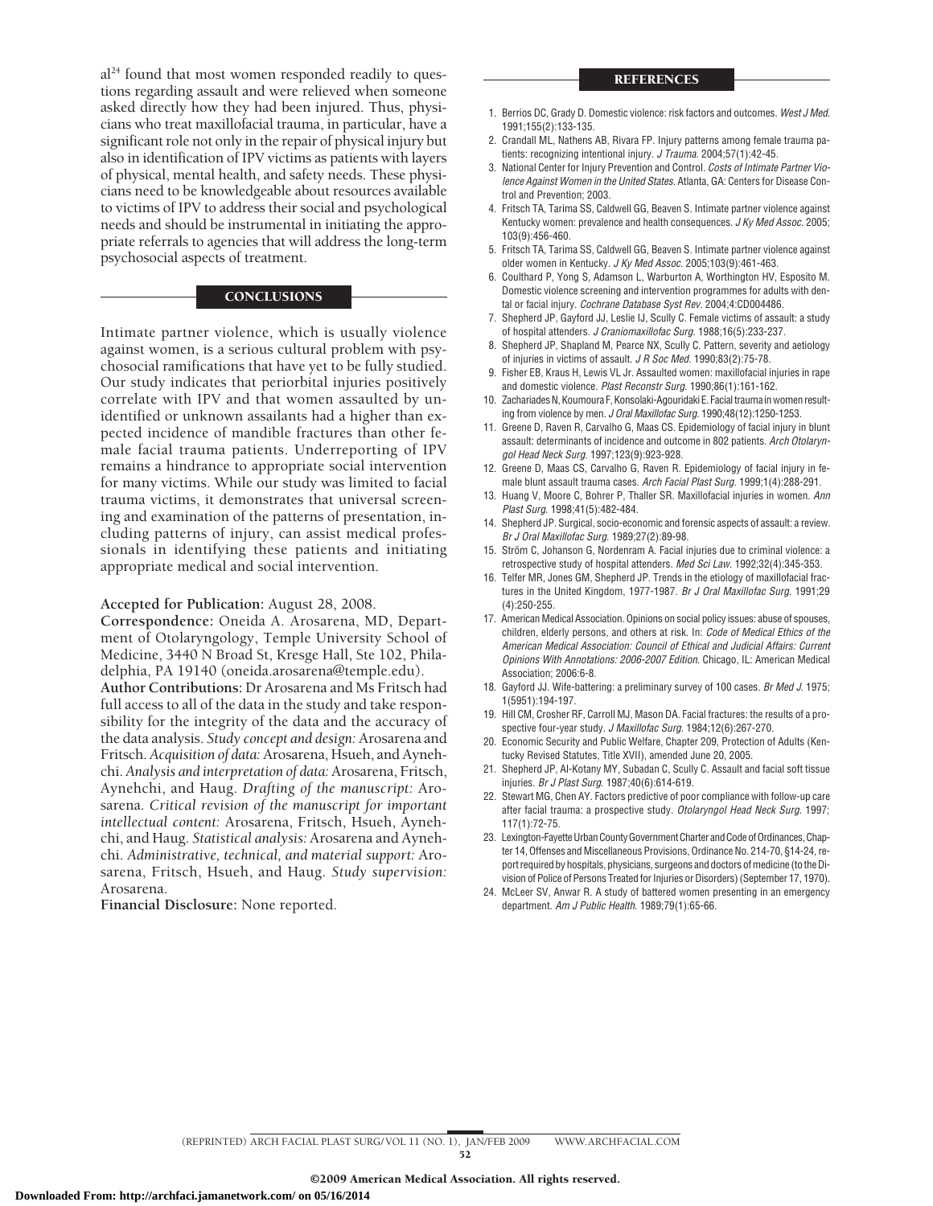al[24] found that most women responded readily to questions regarding assault and were relieved when someone asked directly how they had been injured. Thus, physicians who treat maxillofacial trauma, in particular, have a significant role not only in the repair of physical injury but also in identification of IPV victims as patients with layers of physical, mental health, and safety needs. These physicians need to be knowledgeable about resources available to victims of IPV to address their social and psychological needs and should be instrumental in initiating the appropriate referrals to agencies that will address the long-term psychosocial aspects of treatment.

## CONCLUSIONS

Intimate partner violence, which is usually violence against women, is a serious cultural problem with psychosocial ramifications that have yet to be fully studied. Our study indicates that periorbital injuries positively correlate with IPV and that women assaulted by unidentified or unknown assailants had a higher than expected incidence of mandible fractures than other female facial trauma patients. Underreporting of IPV remains a hindrance to appropriate social intervention for many victims. While our study was limited to facial trauma victims, it demonstrates that universal screening and examination of the patterns of presentation, including patterns of injury, can assist medical professionals in identifying these patients and initiating appropriate medical and social intervention.

**Accepted for Publication:** August 28, 2008.

**Correspondence:** Oneida A. Arosarena, MD, Department of Otolaryngology, Temple University School of Medicine, 3440 N Broad St, Kresge Hall, Ste 102, Philadelphia, PA 19140 (oneida.arosarena@temple.edu).

**Author Contributions:** Dr Arosarena and Ms Fritsch had full access to all of the data in the study and take responsibility for the integrity of the data and the accuracy of the data analysis. *Study concept and design:* Arosarena and Fritsch. *Acquisition of data:* Arosarena, Hsueh, and Aynehchi. *Analysis and interpretation of data:* Arosarena, Fritsch, Aynehchi, and Haug. *Drafting of the manuscript:* Arosarena. *Critical revision of the manuscript for important intellectual content:* Arosarena, Fritsch, Hsueh, Aynehchi, and Haug. *Statistical analysis:* Arosarena and Aynehchi. *Administrative, technical, and material support:* Arosarena, Fritsch, Hsueh, and Haug. *Study supervision:* Arosarena.

**Financial Disclosure:** None reported.

## REFERENCES

1. Berrios DC, Grady D. Domestic violence: risk factors and outcomes. *West J Med.* 1991;155(2):133-135.
2. Crandall ML, Nathens AB, Rivara FP. Injury patterns among female trauma patients: recognizing intentional injury. *J Trauma.* 2004;57(1):42-45.
3. National Center for Injury Prevention and Control. *Costs of Intimate Partner Violence Against Women in the United States.* Atlanta, GA: Centers for Disease Control and Prevention; 2003.
4. Fritsch TA, Tarima SS, Caldwell GG, Beaven S. Intimate partner violence against Kentucky women: prevalence and health consequences. *J Ky Med Assoc.* 2005; 103(9):456-460.
5. Fritsch TA, Tarima SS, Caldwell GG, Beaven S. Intimate partner violence against older women in Kentucky. *J Ky Med Assoc.* 2005;103(9):461-463.
6. Coulthard P, Yong S, Adamson L, Warburton A, Worthington HV, Esposito M. Domestic violence screening and intervention programmes for adults with dental or facial injury. *Cochrane Database Syst Rev.* 2004;4:CD004486.
7. Shepherd JP, Gayford JJ, Leslie IJ, Scully C. Female victims of assault: a study of hospital attenders. *J Craniomaxillofac Surg.* 1988;16(5):233-237.
8. Shepherd JP, Shapland M, Pearce NX, Scully C. Pattern, severity and aetiology of injuries in victims of assault. *J R Soc Med.* 1990;83(2):75-78.
9. Fisher EB, Kraus H, Lewis VL Jr. Assaulted women: maxillofacial injuries in rape and domestic violence. *Plast Reconstr Surg.* 1990;86(1):161-162.
10. Zachariades N, Koumoura F, Konsolaki-Agouridaki E. Facial trauma in women resulting from violence by men. *J Oral Maxillofac Surg.* 1990;48(12):1250-1253.
11. Greene D, Raven R, Carvalho G, Maas CS. Epidemiology of facial injury in blunt assault: determinants of incidence and outcome in 802 patients. *Arch Otolaryngol Head Neck Surg.* 1997;123(9):923-928.
12. Greene D, Maas CS, Carvalho G, Raven R. Epidemiology of facial injury in female blunt assault trauma cases. *Arch Facial Plast Surg.* 1999;1(4):288-291.
13. Huang V, Moore C, Bohrer P, Thaller SR. Maxillofacial injuries in women. *Ann Plast Surg.* 1998;41(5):482-484.
14. Shepherd JP. Surgical, socio-economic and forensic aspects of assault: a review. *Br J Oral Maxillofac Surg.* 1989;27(2):89-98.
15. Ström C, Johanson G, Nordenram A. Facial injuries due to criminal violence: a retrospective study of hospital attenders. *Med Sci Law.* 1992;32(4):345-353.
16. Telfer MR, Jones GM, Shepherd JP. Trends in the etiology of maxillofacial fractures in the United Kingdom, 1977-1987. *Br J Oral Maxillofac Surg.* 1991;29 (4):250-255.
17. American Medical Association. Opinions on social policy issues: abuse of spouses, children, elderly persons, and others at risk. In: *Code of Medical Ethics of the American Medical Association: Council of Ethical and Judicial Affairs: Current Opinions With Annotations: 2006-2007 Edition.* Chicago, IL: American Medical Association; 2006:6-8.
18. Gayford JJ. Wife-battering: a preliminary survey of 100 cases. *Br Med J.* 1975; 1(5951):194-197.
19. Hill CM, Crosher RF, Carroll MJ, Mason DA. Facial fractures: the results of a prospective four-year study. *J Maxillofac Surg.* 1984;12(6):267-270.
20. Economic Security and Public Welfare, Chapter 209, Protection of Adults (Kentucky Revised Statutes, Title XVII), amended June 20, 2005.
21. Shepherd JP, Al-Kotany MY, Subadan C, Scully C. Assault and facial soft tissue injuries. *Br J Plast Surg.* 1987;40(6):614-619.
22. Stewart MG, Chen AY. Factors predictive of poor compliance with follow-up care after facial trauma: a prospective study. *Otolaryngol Head Neck Surg.* 1997; 117(1):72-75.
23. Lexington-Fayette Urban County Government Charter and Code of Ordinances, Chapter 14, Offenses and Miscellaneous Provisions, Ordinance No. 214-70, §14-24, report required by hospitals, physicians, surgeons and doctors of medicine (to the Division of Police of Persons Treated for Injuries or Disorders) (September 17, 1970).
24. McLeer SV, Anwar R. A study of battered women presenting in an emergency department. *Am J Public Health.* 1989;79(1):65-66.